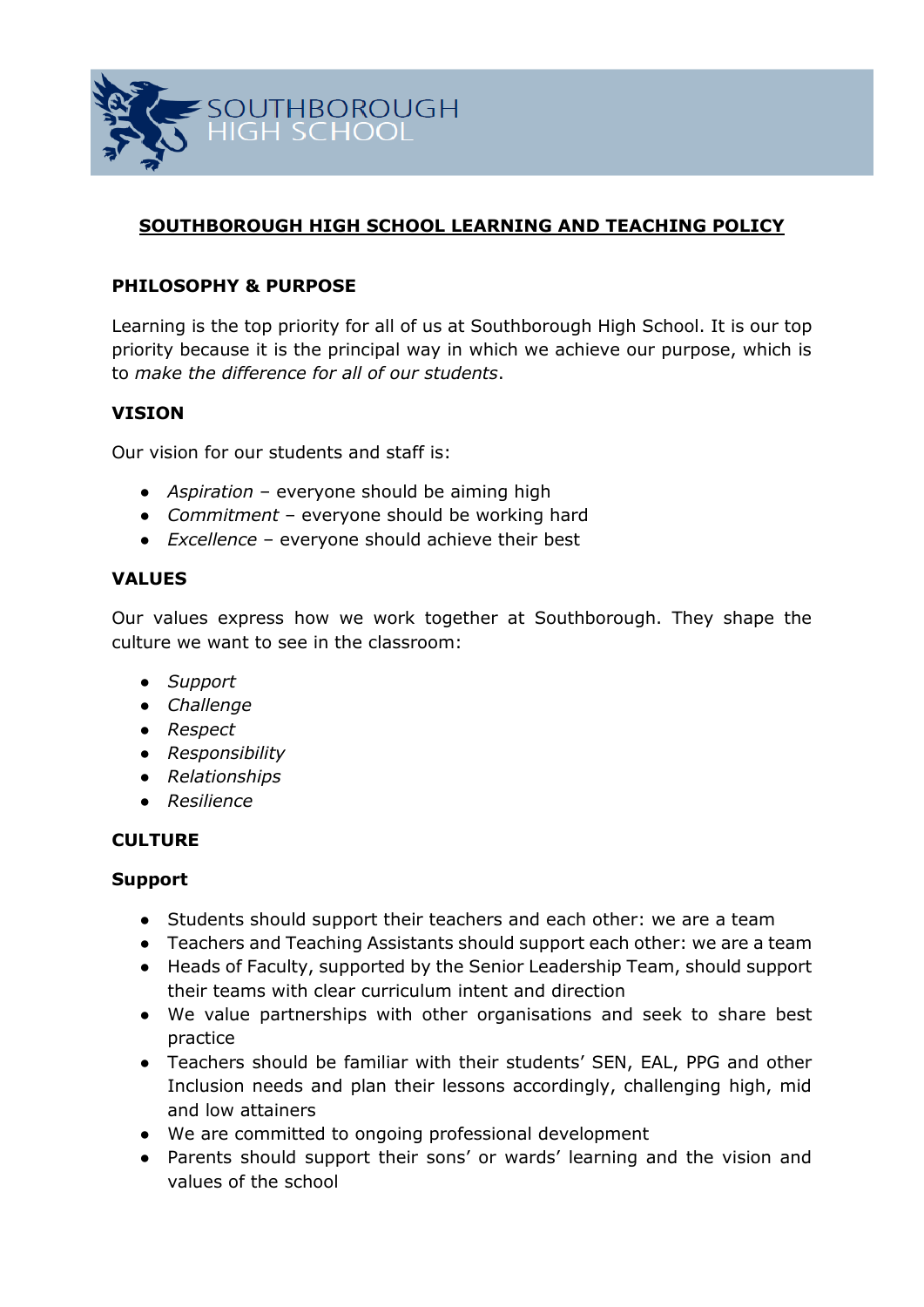# SOUTHBOROUGH HIGH SCHOOL LEARNING AND TEACHING POLICY

## PHILOSOPHY & PURPOSE

Learning is the top priority for all of us at Southborough High School. It is our top priority because it is the principal way in which we achieve our purpose, which is to *make the difference for all of our students*.

## VISION

Our vision for our students and staff is:

- *Aspiration* – everyone should be aiming high
- *Commitment* – everyone should be working hard
- *Excellence* – everyone should achieve their best

## VALUES

Our values express how we work together at Southborough. They shape the culture we want to see in the classroom:

- *Support*
- *Challenge*
- *Respect*
- *Responsibility*
- *Relationships*
- *Resilience*

## CULTURE

### Support

- Students should support their teachers and each other: we are a team
- Teachers and Teaching Assistants should support each other: we are a team
- Heads of Faculty, supported by the Senior Leadership Team, should support their teams with clear curriculum intent and direction
- We value partnerships with other organisations and seek to share best practice
- Teachers should be familiar with their students' SEN, EAL, PPG and other Inclusion needs and plan their lessons accordingly, challenging high, mid and low attainers
- We are committed to ongoing professional development
- Parents should support their sons' or wards' learning and the vision and values of the school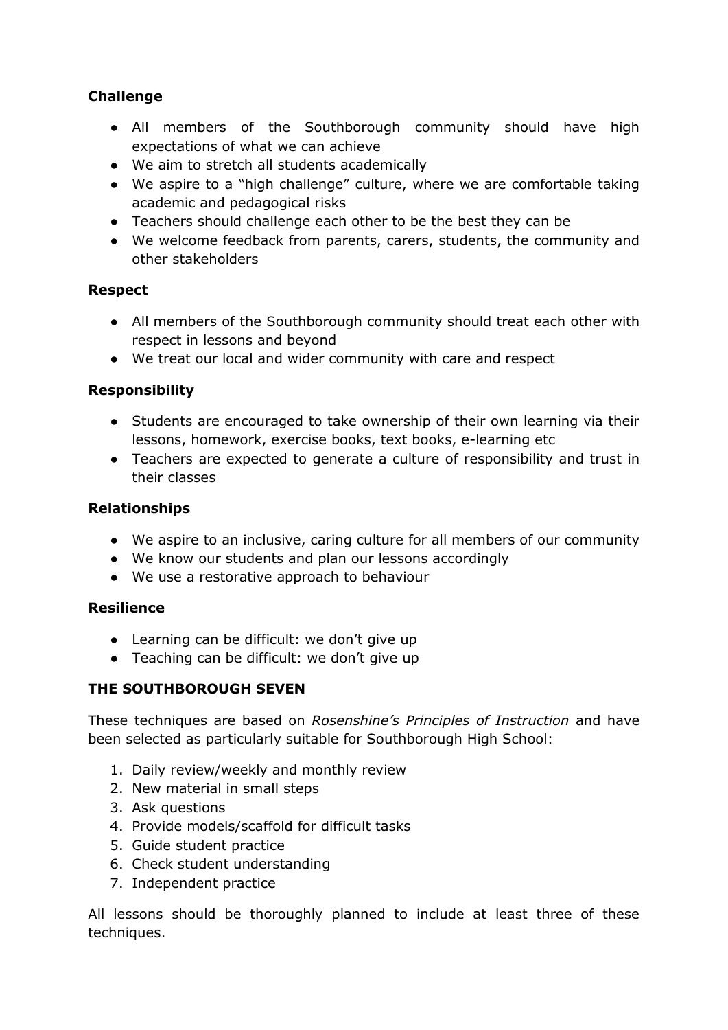**Challenge**

- All members of the Southborough community should have high expectations of what we can achieve
- We aim to stretch all students academically
- We aspire to a "high challenge" culture, where we are comfortable taking academic and pedagogical risks
- Teachers should challenge each other to be the best they can be
- We welcome feedback from parents, carers, students, the community and other stakeholders

**Respect**

- All members of the Southborough community should treat each other with respect in lessons and beyond
- We treat our local and wider community with care and respect

**Responsibility**

- Students are encouraged to take ownership of their own learning via their lessons, homework, exercise books, text books, e-learning etc
- Teachers are expected to generate a culture of responsibility and trust in their classes

**Relationships**

- We aspire to an inclusive, caring culture for all members of our community
- We know our students and plan our lessons accordingly
- We use a restorative approach to behaviour

**Resilience**

- Learning can be difficult: we don't give up
- Teaching can be difficult: we don't give up

**THE SOUTHBOROUGH SEVEN**

These techniques are based on *Rosenshine's Principles of Instruction* and have been selected as particularly suitable for Southborough High School:

1. Daily review/weekly and monthly review
2. New material in small steps
3. Ask questions
4. Provide models/scaffold for difficult tasks
5. Guide student practice
6. Check student understanding
7. Independent practice

All lessons should be thoroughly planned to include at least three of these techniques.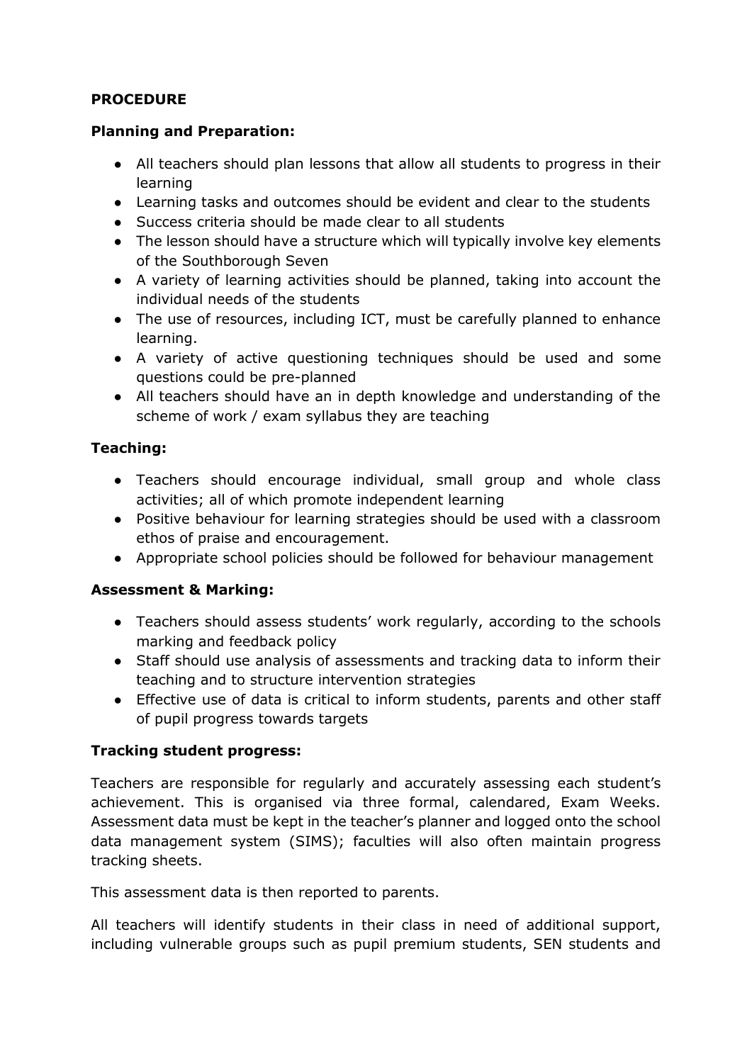**PROCEDURE**

**Planning and Preparation:**

- All teachers should plan lessons that allow all students to progress in their learning
- Learning tasks and outcomes should be evident and clear to the students
- Success criteria should be made clear to all students
- The lesson should have a structure which will typically involve key elements of the Southborough Seven
- A variety of learning activities should be planned, taking into account the individual needs of the students
- The use of resources, including ICT, must be carefully planned to enhance learning.
- A variety of active questioning techniques should be used and some questions could be pre-planned
- All teachers should have an in depth knowledge and understanding of the scheme of work / exam syllabus they are teaching

**Teaching:**

- Teachers should encourage individual, small group and whole class activities; all of which promote independent learning
- Positive behaviour for learning strategies should be used with a classroom ethos of praise and encouragement.
- Appropriate school policies should be followed for behaviour management

**Assessment & Marking:**

- Teachers should assess students' work regularly, according to the schools marking and feedback policy
- Staff should use analysis of assessments and tracking data to inform their teaching and to structure intervention strategies
- Effective use of data is critical to inform students, parents and other staff of pupil progress towards targets

**Tracking student progress:**

Teachers are responsible for regularly and accurately assessing each student's achievement. This is organised via three formal, calendared, Exam Weeks. Assessment data must be kept in the teacher's planner and logged onto the school data management system (SIMS); faculties will also often maintain progress tracking sheets.

This assessment data is then reported to parents.

All teachers will identify students in their class in need of additional support, including vulnerable groups such as pupil premium students, SEN students and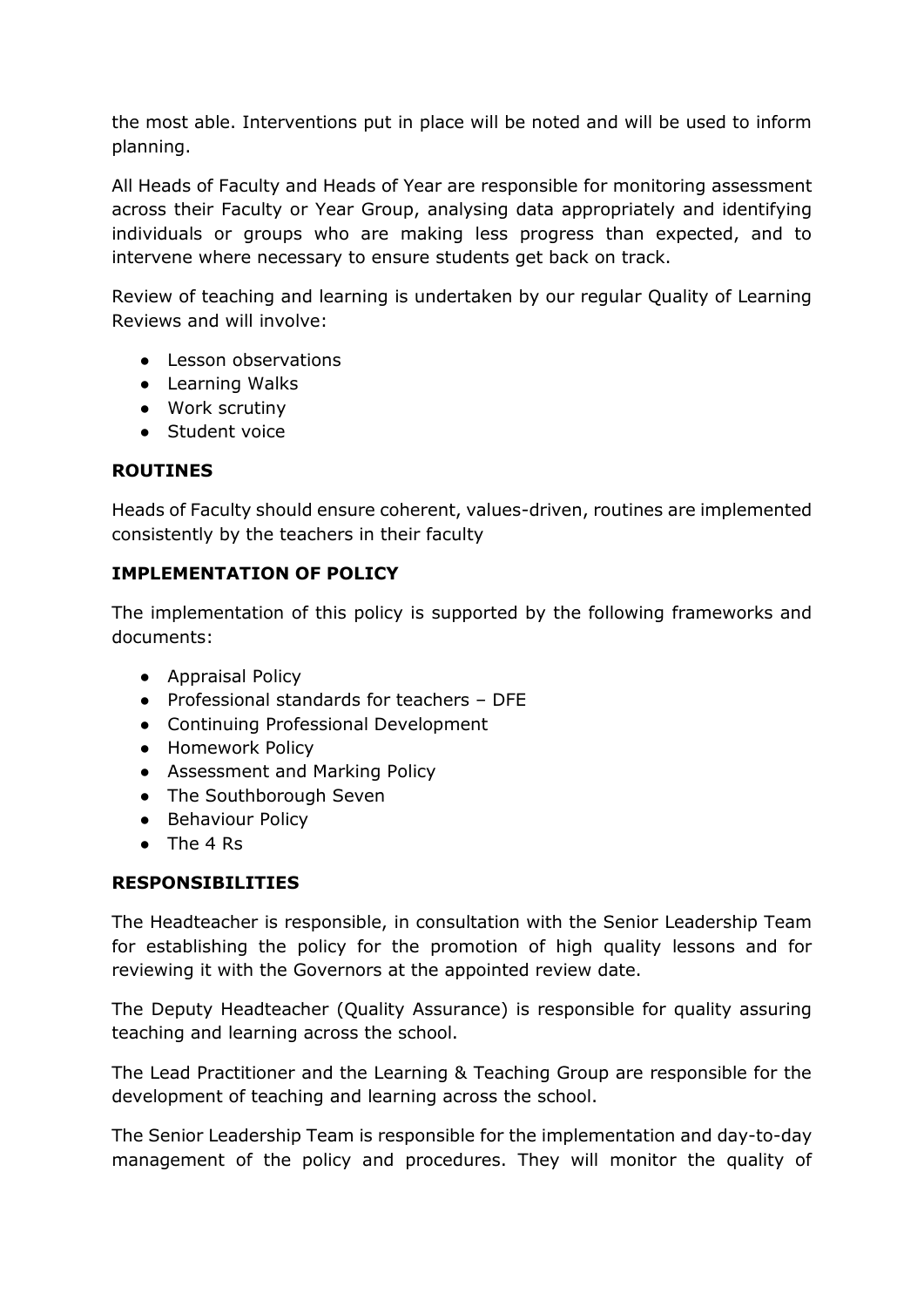the most able. Interventions put in place will be noted and will be used to inform planning.

All Heads of Faculty and Heads of Year are responsible for monitoring assessment across their Faculty or Year Group, analysing data appropriately and identifying individuals or groups who are making less progress than expected, and to intervene where necessary to ensure students get back on track.

Review of teaching and learning is undertaken by our regular Quality of Learning Reviews and will involve:

- Lesson observations
- Learning Walks
- Work scrutiny
- Student voice

### ROUTINES

Heads of Faculty should ensure coherent, values-driven, routines are implemented consistently by the teachers in their faculty

### IMPLEMENTATION OF POLICY

The implementation of this policy is supported by the following frameworks and documents:

- Appraisal Policy
- Professional standards for teachers – DFE
- Continuing Professional Development
- Homework Policy
- Assessment and Marking Policy
- The Southborough Seven
- Behaviour Policy
- The 4 Rs

### RESPONSIBILITIES

The Headteacher is responsible, in consultation with the Senior Leadership Team for establishing the policy for the promotion of high quality lessons and for reviewing it with the Governors at the appointed review date.

The Deputy Headteacher (Quality Assurance) is responsible for quality assuring teaching and learning across the school.

The Lead Practitioner and the Learning & Teaching Group are responsible for the development of teaching and learning across the school.

The Senior Leadership Team is responsible for the implementation and day-to-day management of the policy and procedures. They will monitor the quality of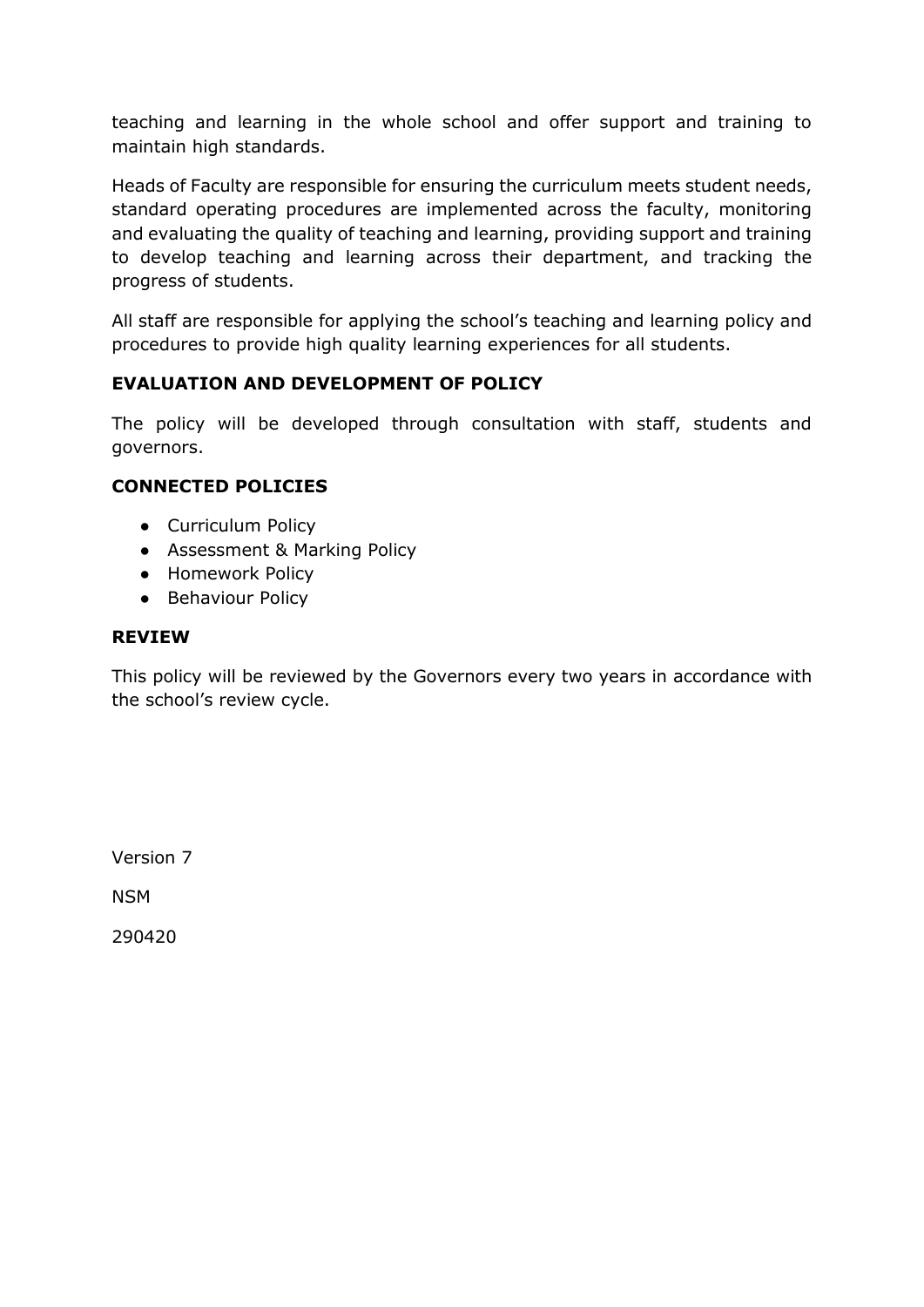teaching and learning in the whole school and offer support and training to maintain high standards.

Heads of Faculty are responsible for ensuring the curriculum meets student needs, standard operating procedures are implemented across the faculty, monitoring and evaluating the quality of teaching and learning, providing support and training to develop teaching and learning across their department, and tracking the progress of students.

All staff are responsible for applying the school's teaching and learning policy and procedures to provide high quality learning experiences for all students.

## EVALUATION AND DEVELOPMENT OF POLICY

The policy will be developed through consultation with staff, students and governors.

## CONNECTED POLICIES

- Curriculum Policy
- Assessment & Marking Policy
- Homework Policy
- Behaviour Policy

## REVIEW

This policy will be reviewed by the Governors every two years in accordance with the school's review cycle.

Version 7

NSM

290420